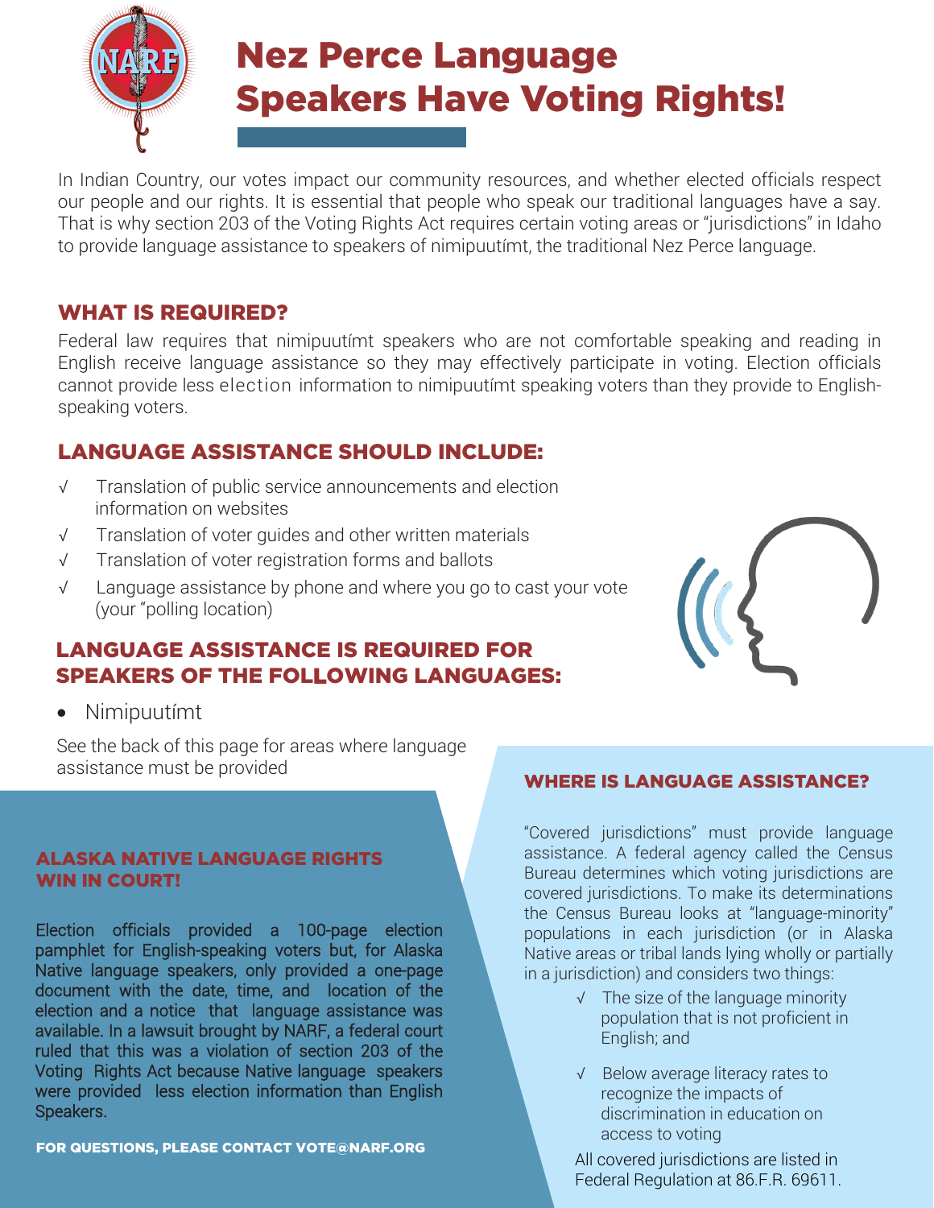# Nez Perce Language Speakers Have Voting Rights!

In Indian Country, our votes impact our community resources, and whether elected officials respect our people and our rights. It is essential that people who speak our traditional languages have a say. That is why section 203 of the Voting Rights Act requires certain voting areas or "jurisdictions" in Idaho to provide language assistance to speakers of nimipuutímt, the traditional Nez Perce language.

## WHAT IS REQUIRED?

Federal law requires that nimipuutímt speakers who are not comfortable speaking and reading in English receive language assistance so they may effectively participate in voting. Election officials cannot provide less election information to nimipuutímt speaking voters than they provide to English-speaking voters.

## LANGUAGE ASSISTANCE SHOULD INCLUDE:

- √ Translation of public service announcements and election information on websites
- √ Translation of voter guides and other written materials
- √ Translation of voter registration forms and ballots
- √ Language assistance by phone and where you go to cast your vote (your "polling location)

## LANGUAGE ASSISTANCE IS REQUIRED FOR SPEAKERS OF THE FOLLOWING LANGUAGES:

- Nimipuutímt

See the back of this page for areas where language assistance must be provided

## ALASKA NATIVE LANGUAGE RIGHTS WIN IN COURT!

Election officials provided a 100-page election pamphlet for English-speaking voters but, for Alaska Native language speakers, only provided a one-page document with the date, time, and location of the election and a notice that language assistance was available. In a lawsuit brought by NARF, a federal court ruled that this was a violation of section 203 of the Voting Rights Act because Native language speakers were provided less election information than English Speakers.

**FOR QUESTIONS, PLEASE CONTACT VOTE@NARF.ORG**

## WHERE IS LANGUAGE ASSISTANCE?

"Covered jurisdictions" must provide language assistance. A federal agency called the Census Bureau determines which voting jurisdictions are covered jurisdictions. To make its determinations the Census Bureau looks at "language-minority" populations in each jurisdiction (or in Alaska Native areas or tribal lands lying wholly or partially in a jurisdiction) and considers two things:

- √ The size of the language minority population that is not proficient in English; and
- √ Below average literacy rates to recognize the impacts of discrimination in education on access to voting

All covered jurisdictions are listed in Federal Regulation at 86.F.R. 69611.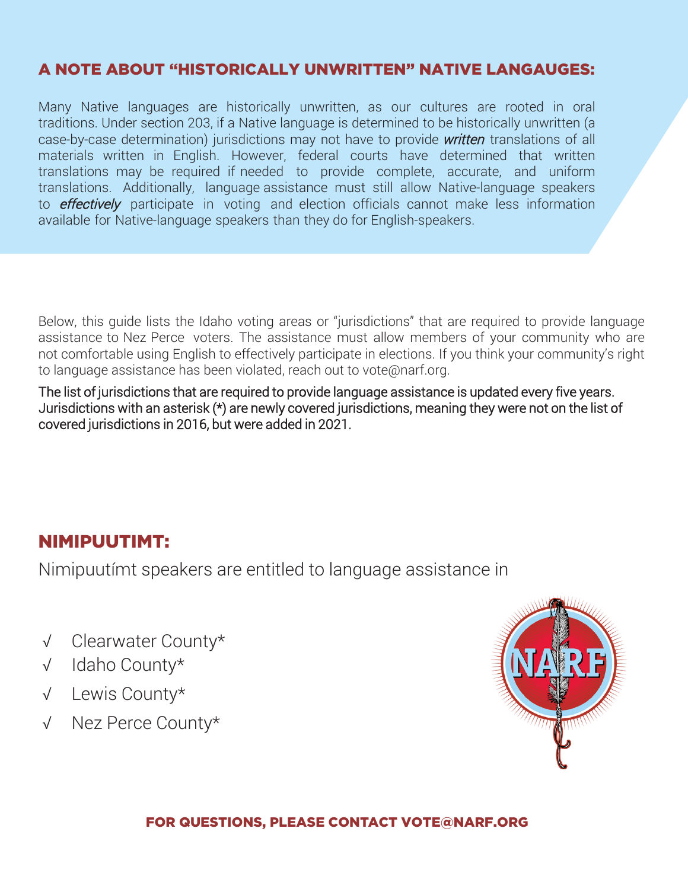## A NOTE ABOUT "HISTORICALLY UNWRITTEN" NATIVE LANGAUGES:

Many Native languages are historically unwritten, as our cultures are rooted in oral traditions. Under section 203, if a Native language is determined to be historically unwritten (a case-by-case determination) jurisdictions may not have to provide *written* translations of all materials written in English. However, federal courts have determined that written translations may be required if needed to provide complete, accurate, and uniform translations. Additionally, language assistance must still allow Native-language speakers to *effectively* participate in voting and election officials cannot make less information available for Native-language speakers than they do for English-speakers.

Below, this guide lists the Idaho voting areas or "jurisdictions" that are required to provide language assistance to Nez Perce voters. The assistance must allow members of your community who are not comfortable using English to effectively participate in elections. If you think your community's right to language assistance has been violated, reach out to vote@narf.org.

The list of jurisdictions that are required to provide language assistance is updated every five years. Jurisdictions with an asterisk (*) are newly covered jurisdictions, meaning they were not on the list of covered jurisdictions in 2016, but were added in 2021.

## NIMIPUUTIMT:

Nimipuutímt speakers are entitled to language assistance in

- √ Clearwater County*
- √ Idaho County*
- √ Lewis County*
- √ Nez Perce County*

**FOR QUESTIONS, PLEASE CONTACT VOTE@NARF.ORG**